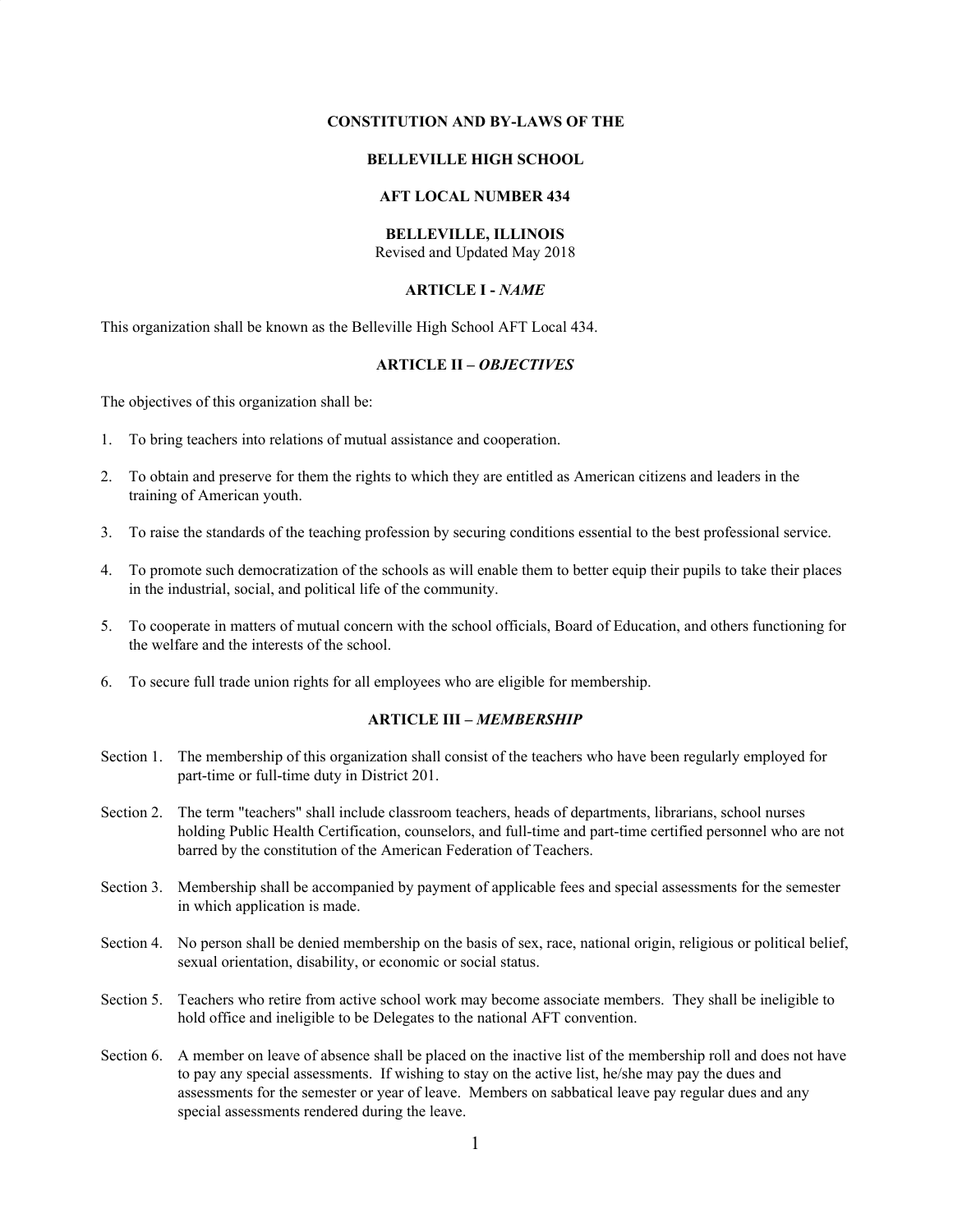# CONSTITUTION AND BY-LAWS OF THE

# BELLEVILLE HIGH SCHOOL

# AFT LOCAL NUMBER 434

# BELLEVILLE, ILLINOIS

Revised and Updated May 2018

## ARTICLE I - *NAME*

This organization shall be known as the Belleville High School AFT Local 434.

## ARTICLE II – *OBJECTIVES*

The objectives of this organization shall be:

1. To bring teachers into relations of mutual assistance and cooperation.
2. To obtain and preserve for them the rights to which they are entitled as American citizens and leaders in the training of American youth.
3. To raise the standards of the teaching profession by securing conditions essential to the best professional service.
4. To promote such democratization of the schools as will enable them to better equip their pupils to take their places in the industrial, social, and political life of the community.
5. To cooperate in matters of mutual concern with the school officials, Board of Education, and others functioning for the welfare and the interests of the school.
6. To secure full trade union rights for all employees who are eligible for membership.

## ARTICLE III – *MEMBERSHIP*

Section 1. The membership of this organization shall consist of the teachers who have been regularly employed for part-time or full-time duty in District 201.

Section 2. The term "teachers" shall include classroom teachers, heads of departments, librarians, school nurses holding Public Health Certification, counselors, and full-time and part-time certified personnel who are not barred by the constitution of the American Federation of Teachers.

Section 3. Membership shall be accompanied by payment of applicable fees and special assessments for the semester in which application is made.

Section 4. No person shall be denied membership on the basis of sex, race, national origin, religious or political belief, sexual orientation, disability, or economic or social status.

Section 5. Teachers who retire from active school work may become associate members. They shall be ineligible to hold office and ineligible to be Delegates to the national AFT convention.

Section 6. A member on leave of absence shall be placed on the inactive list of the membership roll and does not have to pay any special assessments. If wishing to stay on the active list, he/she may pay the dues and assessments for the semester or year of leave. Members on sabbatical leave pay regular dues and any special assessments rendered during the leave.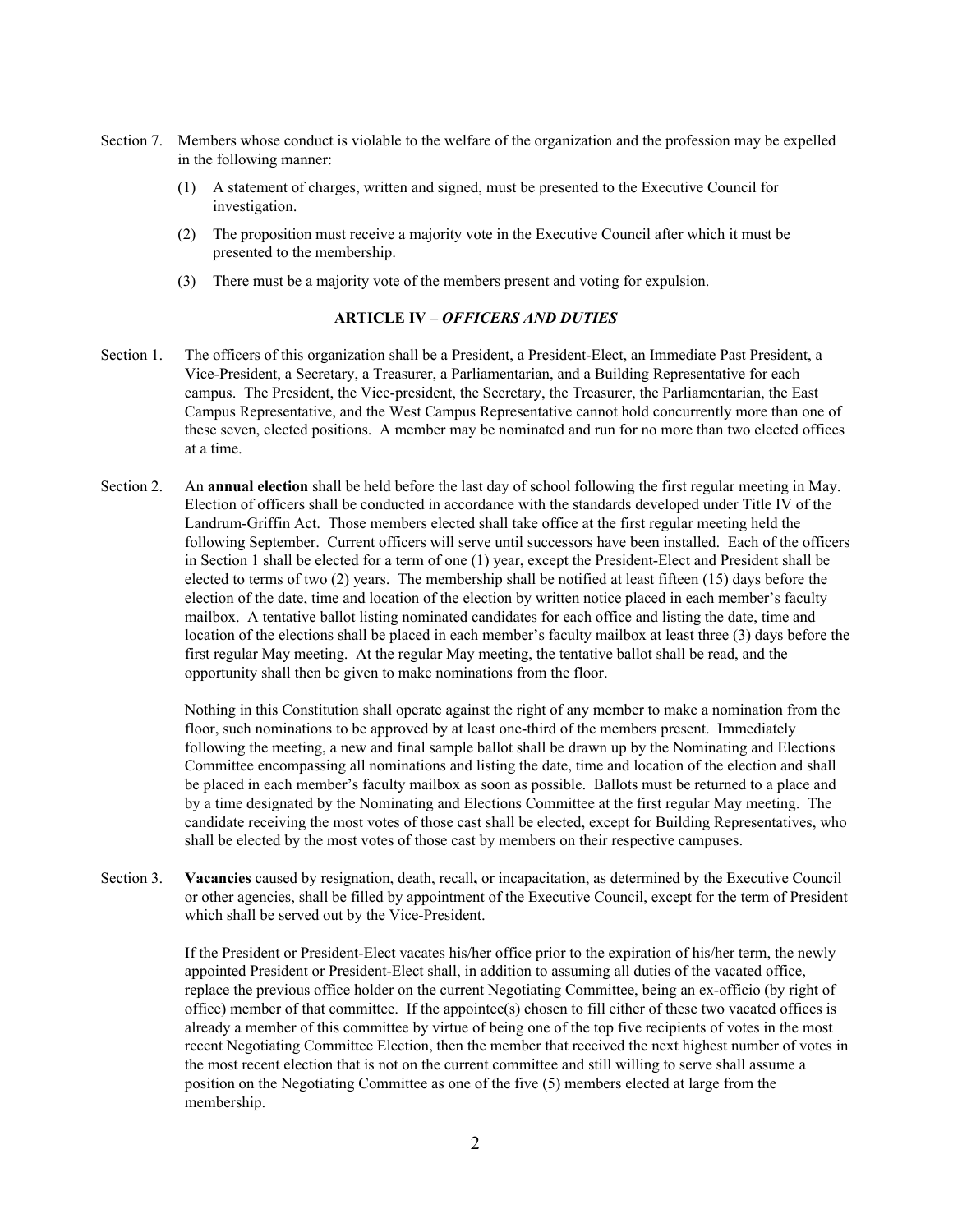Section 7. Members whose conduct is violable to the welfare of the organization and the profession may be expelled in the following manner:

(1) A statement of charges, written and signed, must be presented to the Executive Council for investigation.

(2) The proposition must receive a majority vote in the Executive Council after which it must be presented to the membership.

(3) There must be a majority vote of the members present and voting for expulsion.

## ARTICLE IV – *OFFICERS AND DUTIES*

Section 1. The officers of this organization shall be a President, a President-Elect, an Immediate Past President, a Vice-President, a Secretary, a Treasurer, a Parliamentarian, and a Building Representative for each campus. The President, the Vice-president, the Secretary, the Treasurer, the Parliamentarian, the East Campus Representative, and the West Campus Representative cannot hold concurrently more than one of these seven, elected positions. A member may be nominated and run for no more than two elected offices at a time.

Section 2. An **annual election** shall be held before the last day of school following the first regular meeting in May. Election of officers shall be conducted in accordance with the standards developed under Title IV of the Landrum-Griffin Act. Those members elected shall take office at the first regular meeting held the following September. Current officers will serve until successors have been installed. Each of the officers in Section 1 shall be elected for a term of one (1) year, except the President-Elect and President shall be elected to terms of two (2) years. The membership shall be notified at least fifteen (15) days before the election of the date, time and location of the election by written notice placed in each member's faculty mailbox. A tentative ballot listing nominated candidates for each office and listing the date, time and location of the elections shall be placed in each member's faculty mailbox at least three (3) days before the first regular May meeting. At the regular May meeting, the tentative ballot shall be read, and the opportunity shall then be given to make nominations from the floor.

Nothing in this Constitution shall operate against the right of any member to make a nomination from the floor, such nominations to be approved by at least one-third of the members present. Immediately following the meeting, a new and final sample ballot shall be drawn up by the Nominating and Elections Committee encompassing all nominations and listing the date, time and location of the election and shall be placed in each member's faculty mailbox as soon as possible. Ballots must be returned to a place and by a time designated by the Nominating and Elections Committee at the first regular May meeting. The candidate receiving the most votes of those cast shall be elected, except for Building Representatives, who shall be elected by the most votes of those cast by members on their respective campuses.

Section 3. **Vacancies** caused by resignation, death, recall**,** or incapacitation, as determined by the Executive Council or other agencies, shall be filled by appointment of the Executive Council, except for the term of President which shall be served out by the Vice-President.

If the President or President-Elect vacates his/her office prior to the expiration of his/her term, the newly appointed President or President-Elect shall, in addition to assuming all duties of the vacated office, replace the previous office holder on the current Negotiating Committee, being an ex-officio (by right of office) member of that committee. If the appointee(s) chosen to fill either of these two vacated offices is already a member of this committee by virtue of being one of the top five recipients of votes in the most recent Negotiating Committee Election, then the member that received the next highest number of votes in the most recent election that is not on the current committee and still willing to serve shall assume a position on the Negotiating Committee as one of the five (5) members elected at large from the membership.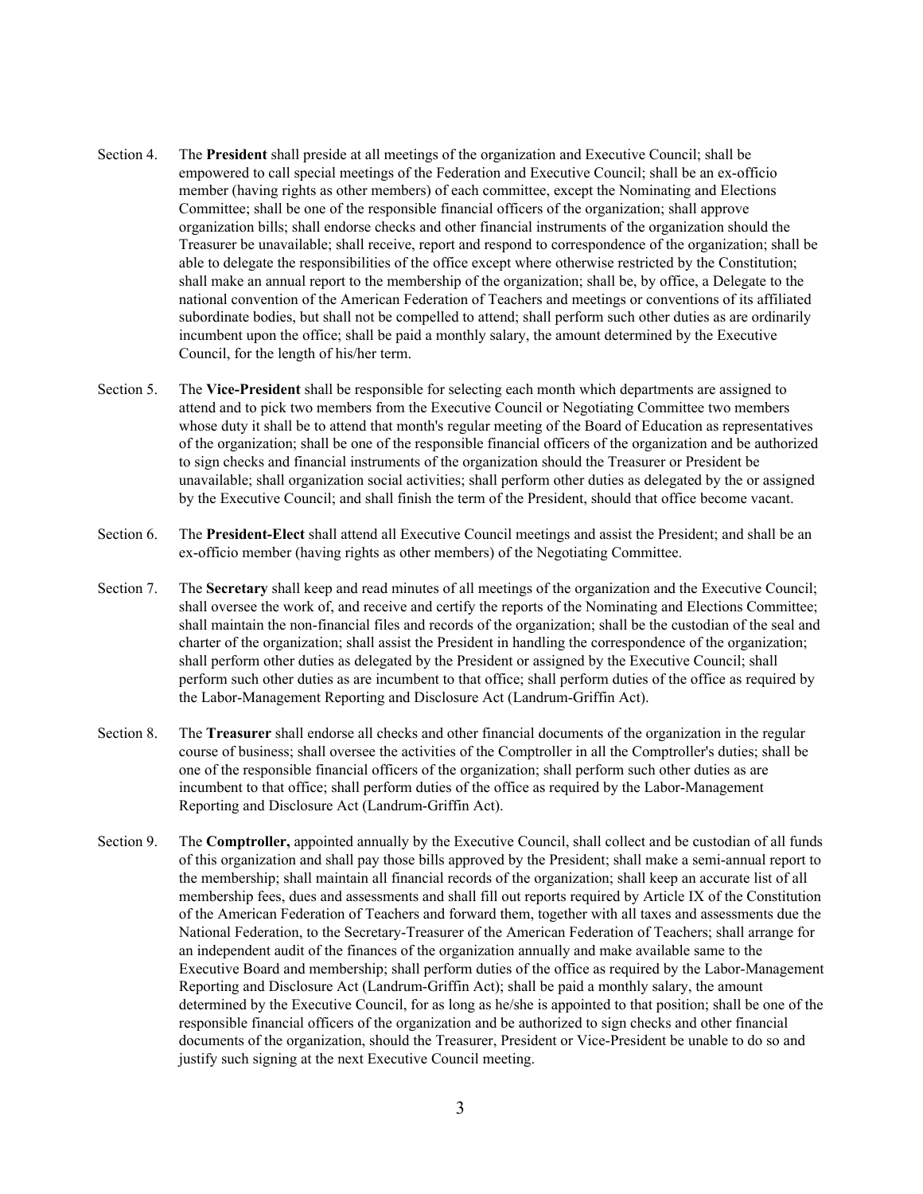Section 4. The **President** shall preside at all meetings of the organization and Executive Council; shall be empowered to call special meetings of the Federation and Executive Council; shall be an ex-officio member (having rights as other members) of each committee, except the Nominating and Elections Committee; shall be one of the responsible financial officers of the organization; shall approve organization bills; shall endorse checks and other financial instruments of the organization should the Treasurer be unavailable; shall receive, report and respond to correspondence of the organization; shall be able to delegate the responsibilities of the office except where otherwise restricted by the Constitution; shall make an annual report to the membership of the organization; shall be, by office, a Delegate to the national convention of the American Federation of Teachers and meetings or conventions of its affiliated subordinate bodies, but shall not be compelled to attend; shall perform such other duties as are ordinarily incumbent upon the office; shall be paid a monthly salary, the amount determined by the Executive Council, for the length of his/her term.

Section 5. The **Vice-President** shall be responsible for selecting each month which departments are assigned to attend and to pick two members from the Executive Council or Negotiating Committee two members whose duty it shall be to attend that month's regular meeting of the Board of Education as representatives of the organization; shall be one of the responsible financial officers of the organization and be authorized to sign checks and financial instruments of the organization should the Treasurer or President be unavailable; shall organization social activities; shall perform other duties as delegated by the or assigned by the Executive Council; and shall finish the term of the President, should that office become vacant.

Section 6. The **President-Elect** shall attend all Executive Council meetings and assist the President; and shall be an ex-officio member (having rights as other members) of the Negotiating Committee.

Section 7. The **Secretary** shall keep and read minutes of all meetings of the organization and the Executive Council; shall oversee the work of, and receive and certify the reports of the Nominating and Elections Committee; shall maintain the non-financial files and records of the organization; shall be the custodian of the seal and charter of the organization; shall assist the President in handling the correspondence of the organization; shall perform other duties as delegated by the President or assigned by the Executive Council; shall perform such other duties as are incumbent to that office; shall perform duties of the office as required by the Labor-Management Reporting and Disclosure Act (Landrum-Griffin Act).

Section 8. The **Treasurer** shall endorse all checks and other financial documents of the organization in the regular course of business; shall oversee the activities of the Comptroller in all the Comptroller's duties; shall be one of the responsible financial officers of the organization; shall perform such other duties as are incumbent to that office; shall perform duties of the office as required by the Labor-Management Reporting and Disclosure Act (Landrum-Griffin Act).

Section 9. The **Comptroller,** appointed annually by the Executive Council, shall collect and be custodian of all funds of this organization and shall pay those bills approved by the President; shall make a semi-annual report to the membership; shall maintain all financial records of the organization; shall keep an accurate list of all membership fees, dues and assessments and shall fill out reports required by Article IX of the Constitution of the American Federation of Teachers and forward them, together with all taxes and assessments due the National Federation, to the Secretary-Treasurer of the American Federation of Teachers; shall arrange for an independent audit of the finances of the organization annually and make available same to the Executive Board and membership; shall perform duties of the office as required by the Labor-Management Reporting and Disclosure Act (Landrum-Griffin Act); shall be paid a monthly salary, the amount determined by the Executive Council, for as long as he/she is appointed to that position; shall be one of the responsible financial officers of the organization and be authorized to sign checks and other financial documents of the organization, should the Treasurer, President or Vice-President be unable to do so and justify such signing at the next Executive Council meeting.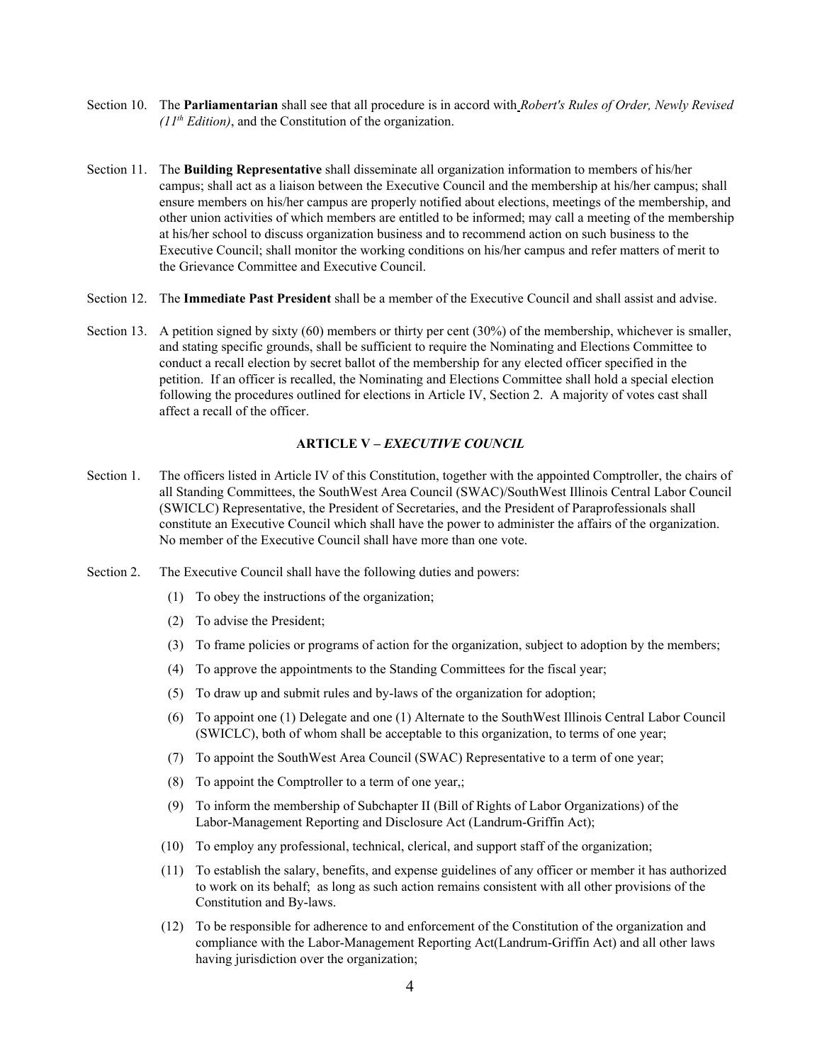Section 10. The **Parliamentarian** shall see that all procedure is in accord with *Robert's Rules of Order, Newly Revised (11th Edition)*, and the Constitution of the organization.

Section 11. The **Building Representative** shall disseminate all organization information to members of his/her campus; shall act as a liaison between the Executive Council and the membership at his/her campus; shall ensure members on his/her campus are properly notified about elections, meetings of the membership, and other union activities of which members are entitled to be informed; may call a meeting of the membership at his/her school to discuss organization business and to recommend action on such business to the Executive Council; shall monitor the working conditions on his/her campus and refer matters of merit to the Grievance Committee and Executive Council.

Section 12. The **Immediate Past President** shall be a member of the Executive Council and shall assist and advise.

Section 13. A petition signed by sixty (60) members or thirty per cent (30%) of the membership, whichever is smaller, and stating specific grounds, shall be sufficient to require the Nominating and Elections Committee to conduct a recall election by secret ballot of the membership for any elected officer specified in the petition. If an officer is recalled, the Nominating and Elections Committee shall hold a special election following the procedures outlined for elections in Article IV, Section 2. A majority of votes cast shall affect a recall of the officer.

## ARTICLE V – *EXECUTIVE COUNCIL*

Section 1. The officers listed in Article IV of this Constitution, together with the appointed Comptroller, the chairs of all Standing Committees, the SouthWest Area Council (SWAC)/SouthWest Illinois Central Labor Council (SWICLC) Representative, the President of Secretaries, and the President of Paraprofessionals shall constitute an Executive Council which shall have the power to administer the affairs of the organization. No member of the Executive Council shall have more than one vote.

Section 2. The Executive Council shall have the following duties and powers:

(1) To obey the instructions of the organization;

(2) To advise the President;

(3) To frame policies or programs of action for the organization, subject to adoption by the members;

(4) To approve the appointments to the Standing Committees for the fiscal year;

(5) To draw up and submit rules and by-laws of the organization for adoption;

(6) To appoint one (1) Delegate and one (1) Alternate to the SouthWest Illinois Central Labor Council (SWICLC), both of whom shall be acceptable to this organization, to terms of one year;

(7) To appoint the SouthWest Area Council (SWAC) Representative to a term of one year;

(8) To appoint the Comptroller to a term of one year,;

(9) To inform the membership of Subchapter II (Bill of Rights of Labor Organizations) of the Labor-Management Reporting and Disclosure Act (Landrum-Griffin Act);

(10) To employ any professional, technical, clerical, and support staff of the organization;

(11) To establish the salary, benefits, and expense guidelines of any officer or member it has authorized to work on its behalf; as long as such action remains consistent with all other provisions of the Constitution and By-laws.

(12) To be responsible for adherence to and enforcement of the Constitution of the organization and compliance with the Labor-Management Reporting Act(Landrum-Griffin Act) and all other laws having jurisdiction over the organization;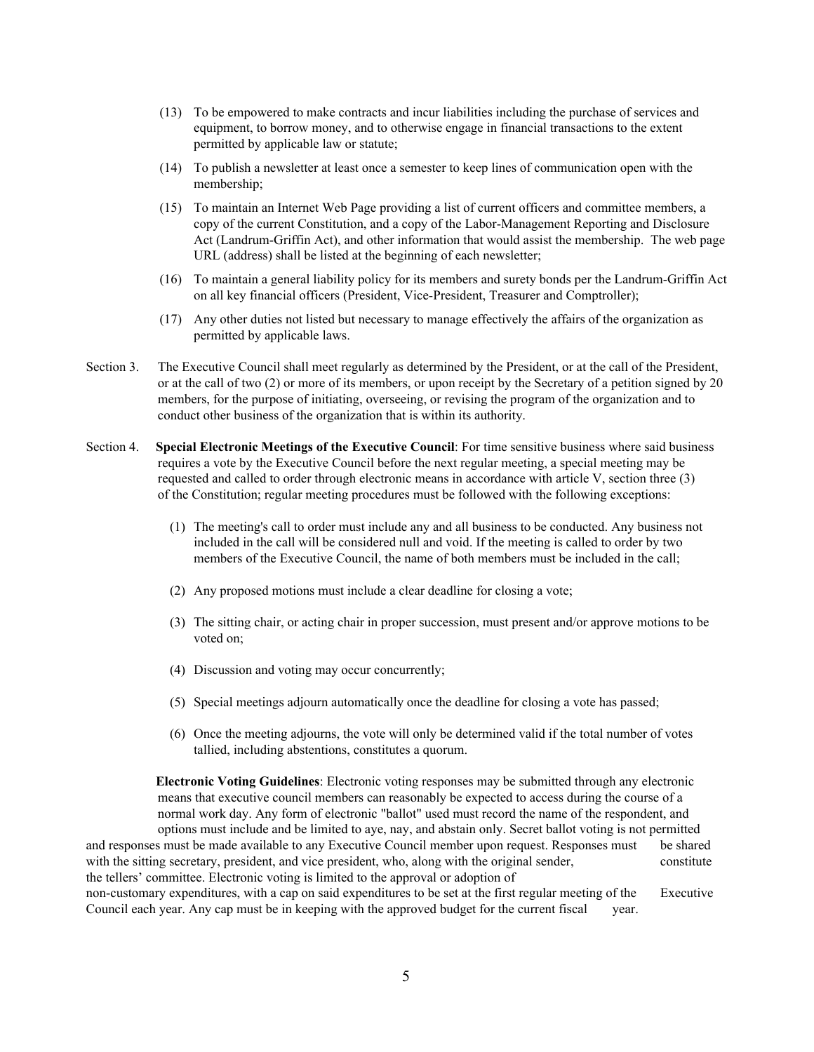(13) To be empowered to make contracts and incur liabilities including the purchase of services and equipment, to borrow money, and to otherwise engage in financial transactions to the extent permitted by applicable law or statute;

(14) To publish a newsletter at least once a semester to keep lines of communication open with the membership;

(15) To maintain an Internet Web Page providing a list of current officers and committee members, a copy of the current Constitution, and a copy of the Labor-Management Reporting and Disclosure Act (Landrum-Griffin Act), and other information that would assist the membership. The web page URL (address) shall be listed at the beginning of each newsletter;

(16) To maintain a general liability policy for its members and surety bonds per the Landrum-Griffin Act on all key financial officers (President, Vice-President, Treasurer and Comptroller);

(17) Any other duties not listed but necessary to manage effectively the affairs of the organization as permitted by applicable laws.

Section 3. The Executive Council shall meet regularly as determined by the President, or at the call of the President, or at the call of two (2) or more of its members, or upon receipt by the Secretary of a petition signed by 20 members, for the purpose of initiating, overseeing, or revising the program of the organization and to conduct other business of the organization that is within its authority.

Section 4. **Special Electronic Meetings of the Executive Council**: For time sensitive business where said business requires a vote by the Executive Council before the next regular meeting, a special meeting may be requested and called to order through electronic means in accordance with article V, section three (3) of the Constitution; regular meeting procedures must be followed with the following exceptions:

(1) The meeting's call to order must include any and all business to be conducted. Any business not included in the call will be considered null and void. If the meeting is called to order by two members of the Executive Council, the name of both members must be included in the call;

(2) Any proposed motions must include a clear deadline for closing a vote;

(3) The sitting chair, or acting chair in proper succession, must present and/or approve motions to be voted on;

(4) Discussion and voting may occur concurrently;

(5) Special meetings adjourn automatically once the deadline for closing a vote has passed;

(6) Once the meeting adjourns, the vote will only be determined valid if the total number of votes tallied, including abstentions, constitutes a quorum.

**Electronic Voting Guidelines**: Electronic voting responses may be submitted through any electronic means that executive council members can reasonably be expected to access during the course of a normal work day. Any form of electronic "ballot" used must record the name of the respondent, and options must include and be limited to aye, nay, and abstain only. Secret ballot voting is not permitted and responses must be made available to any Executive Council member upon request. Responses must be shared with the sitting secretary, president, and vice president, who, along with the original sender, constitute the tellers' committee. Electronic voting is limited to the approval or adoption of non-customary expenditures, with a cap on said expenditures to be set at the first regular meeting of the Executive Council each year. Any cap must be in keeping with the approved budget for the current fiscal year.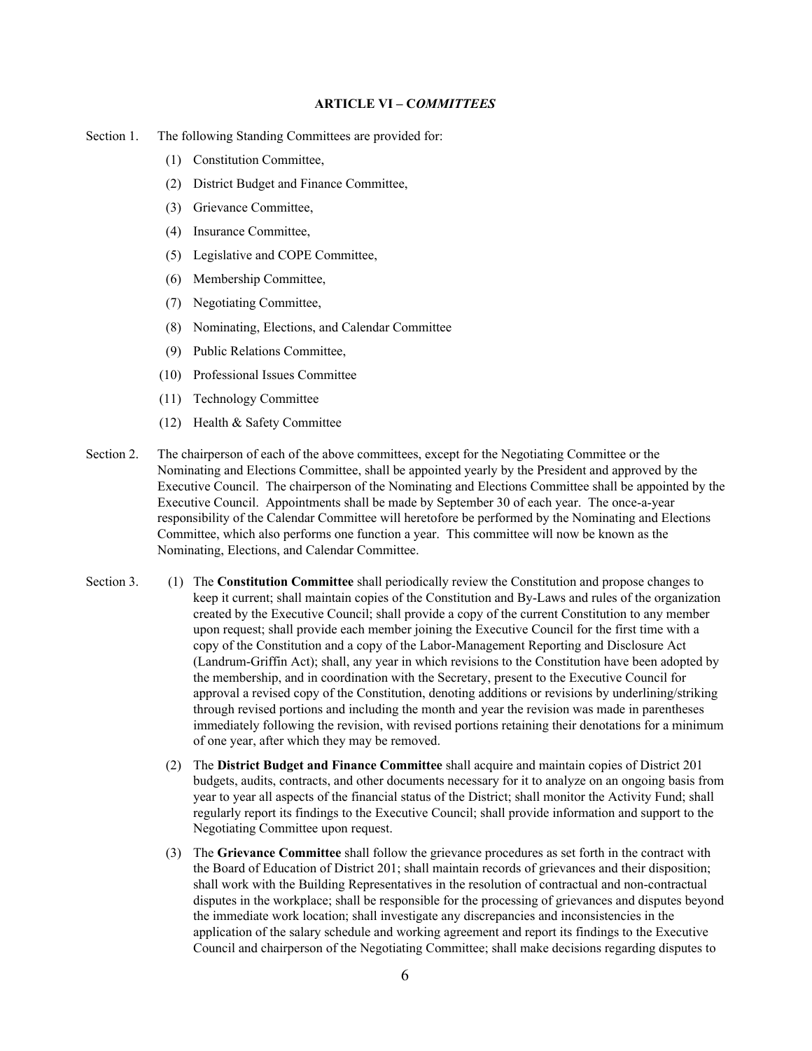## ARTICLE VI – C*OMMITTEES*

Section 1. The following Standing Committees are provided for:

(1) Constitution Committee,

(2) District Budget and Finance Committee,

(3) Grievance Committee,

(4) Insurance Committee,

(5) Legislative and COPE Committee,

(6) Membership Committee,

(7) Negotiating Committee,

(8) Nominating, Elections, and Calendar Committee

(9) Public Relations Committee,

(10) Professional Issues Committee

(11) Technology Committee

(12) Health & Safety Committee

Section 2. The chairperson of each of the above committees, except for the Negotiating Committee or the Nominating and Elections Committee, shall be appointed yearly by the President and approved by the Executive Council. The chairperson of the Nominating and Elections Committee shall be appointed by the Executive Council. Appointments shall be made by September 30 of each year. The once-a-year responsibility of the Calendar Committee will heretofore be performed by the Nominating and Elections Committee, which also performs one function a year. This committee will now be known as the Nominating, Elections, and Calendar Committee.

Section 3. (1) The **Constitution Committee** shall periodically review the Constitution and propose changes to keep it current; shall maintain copies of the Constitution and By-Laws and rules of the organization created by the Executive Council; shall provide a copy of the current Constitution to any member upon request; shall provide each member joining the Executive Council for the first time with a copy of the Constitution and a copy of the Labor-Management Reporting and Disclosure Act (Landrum-Griffin Act); shall, any year in which revisions to the Constitution have been adopted by the membership, and in coordination with the Secretary, present to the Executive Council for approval a revised copy of the Constitution, denoting additions or revisions by underlining/striking through revised portions and including the month and year the revision was made in parentheses immediately following the revision, with revised portions retaining their denotations for a minimum of one year, after which they may be removed.

(2) The **District Budget and Finance Committee** shall acquire and maintain copies of District 201 budgets, audits, contracts, and other documents necessary for it to analyze on an ongoing basis from year to year all aspects of the financial status of the District; shall monitor the Activity Fund; shall regularly report its findings to the Executive Council; shall provide information and support to the Negotiating Committee upon request.

(3) The **Grievance Committee** shall follow the grievance procedures as set forth in the contract with the Board of Education of District 201; shall maintain records of grievances and their disposition; shall work with the Building Representatives in the resolution of contractual and non-contractual disputes in the workplace; shall be responsible for the processing of grievances and disputes beyond the immediate work location; shall investigate any discrepancies and inconsistencies in the application of the salary schedule and working agreement and report its findings to the Executive Council and chairperson of the Negotiating Committee; shall make decisions regarding disputes to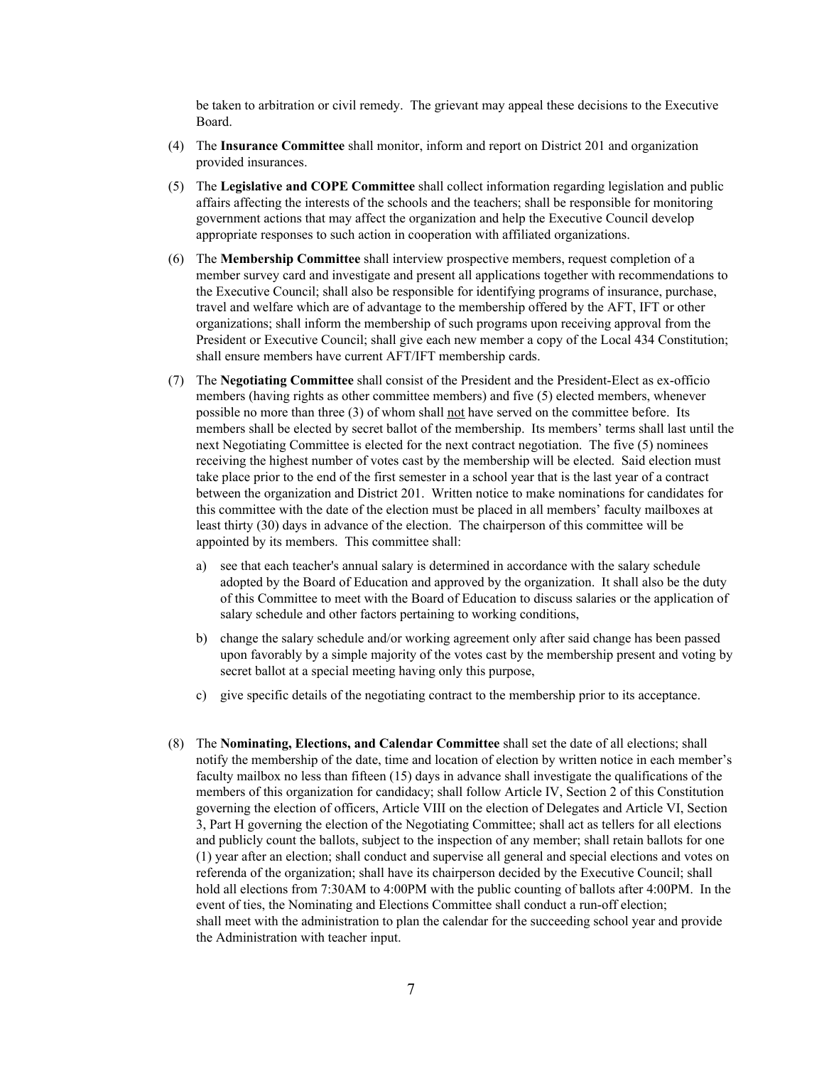be taken to arbitration or civil remedy. The grievant may appeal these decisions to the Executive Board.

(4) The **Insurance Committee** shall monitor, inform and report on District 201 and organization provided insurances.

(5) The **Legislative and COPE Committee** shall collect information regarding legislation and public affairs affecting the interests of the schools and the teachers; shall be responsible for monitoring government actions that may affect the organization and help the Executive Council develop appropriate responses to such action in cooperation with affiliated organizations.

(6) The **Membership Committee** shall interview prospective members, request completion of a member survey card and investigate and present all applications together with recommendations to the Executive Council; shall also be responsible for identifying programs of insurance, purchase, travel and welfare which are of advantage to the membership offered by the AFT, IFT or other organizations; shall inform the membership of such programs upon receiving approval from the President or Executive Council; shall give each new member a copy of the Local 434 Constitution; shall ensure members have current AFT/IFT membership cards.

(7) The **Negotiating Committee** shall consist of the President and the President-Elect as ex-officio members (having rights as other committee members) and five (5) elected members, whenever possible no more than three (3) of whom shall not have served on the committee before. Its members shall be elected by secret ballot of the membership. Its members' terms shall last until the next Negotiating Committee is elected for the next contract negotiation. The five (5) nominees receiving the highest number of votes cast by the membership will be elected. Said election must take place prior to the end of the first semester in a school year that is the last year of a contract between the organization and District 201. Written notice to make nominations for candidates for this committee with the date of the election must be placed in all members' faculty mailboxes at least thirty (30) days in advance of the election. The chairperson of this committee will be appointed by its members. This committee shall:

   a) see that each teacher's annual salary is determined in accordance with the salary schedule adopted by the Board of Education and approved by the organization. It shall also be the duty of this Committee to meet with the Board of Education to discuss salaries or the application of salary schedule and other factors pertaining to working conditions,

   b) change the salary schedule and/or working agreement only after said change has been passed upon favorably by a simple majority of the votes cast by the membership present and voting by secret ballot at a special meeting having only this purpose,

   c) give specific details of the negotiating contract to the membership prior to its acceptance.

(8) The **Nominating, Elections, and Calendar Committee** shall set the date of all elections; shall notify the membership of the date, time and location of election by written notice in each member's faculty mailbox no less than fifteen (15) days in advance shall investigate the qualifications of the members of this organization for candidacy; shall follow Article IV, Section 2 of this Constitution governing the election of officers, Article VIII on the election of Delegates and Article VI, Section 3, Part H governing the election of the Negotiating Committee; shall act as tellers for all elections and publicly count the ballots, subject to the inspection of any member; shall retain ballots for one (1) year after an election; shall conduct and supervise all general and special elections and votes on referenda of the organization; shall have its chairperson decided by the Executive Council; shall hold all elections from 7:30AM to 4:00PM with the public counting of ballots after 4:00PM. In the event of ties, the Nominating and Elections Committee shall conduct a run-off election; shall meet with the administration to plan the calendar for the succeeding school year and provide the Administration with teacher input.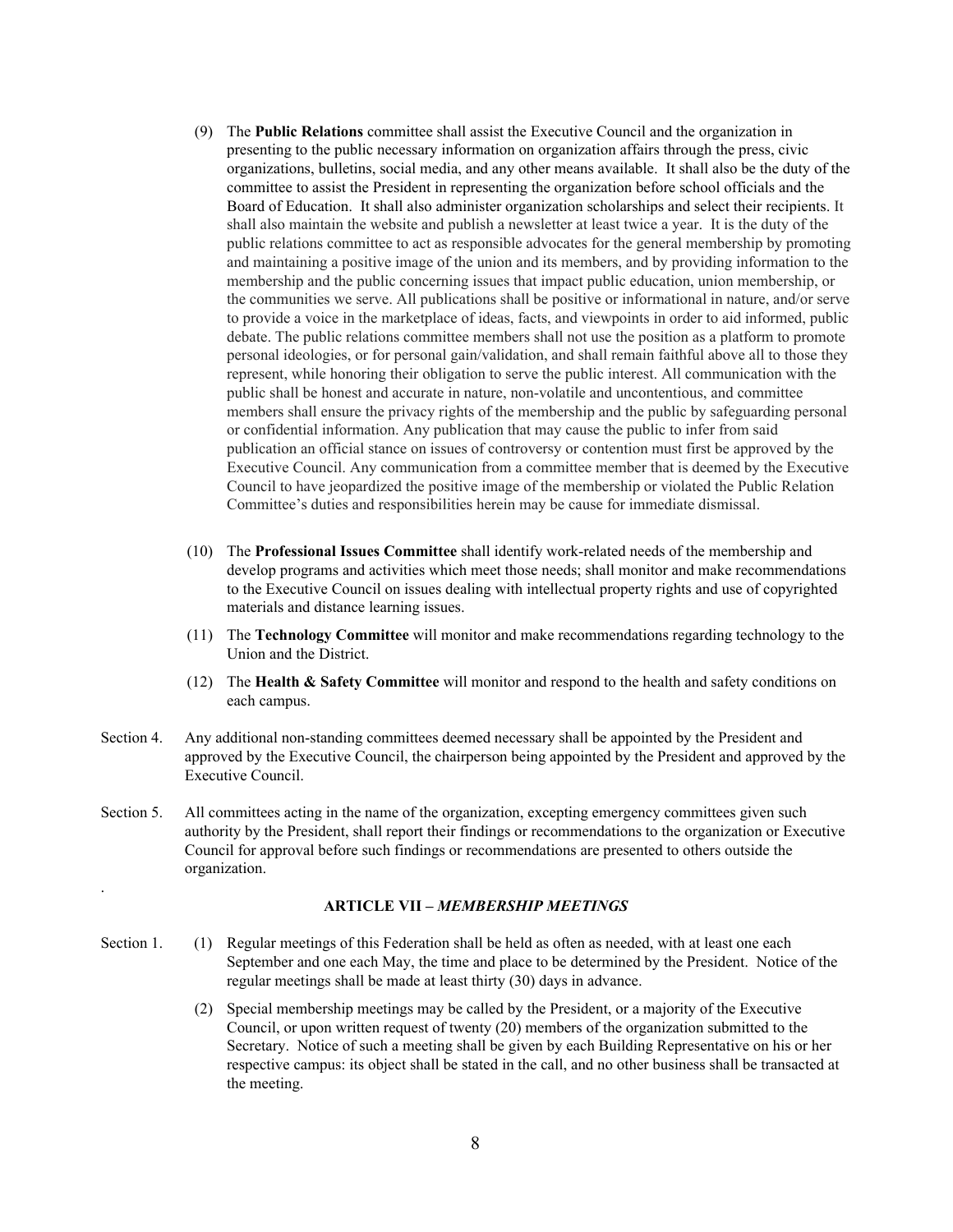(9) The **Public Relations** committee shall assist the Executive Council and the organization in presenting to the public necessary information on organization affairs through the press, civic organizations, bulletins, social media, and any other means available. It shall also be the duty of the committee to assist the President in representing the organization before school officials and the Board of Education. It shall also administer organization scholarships and select their recipients. It shall also maintain the website and publish a newsletter at least twice a year. It is the duty of the public relations committee to act as responsible advocates for the general membership by promoting and maintaining a positive image of the union and its members, and by providing information to the membership and the public concerning issues that impact public education, union membership, or the communities we serve. All publications shall be positive or informational in nature, and/or serve to provide a voice in the marketplace of ideas, facts, and viewpoints in order to aid informed, public debate. The public relations committee members shall not use the position as a platform to promote personal ideologies, or for personal gain/validation, and shall remain faithful above all to those they represent, while honoring their obligation to serve the public interest. All communication with the public shall be honest and accurate in nature, non-volatile and uncontentious, and committee members shall ensure the privacy rights of the membership and the public by safeguarding personal or confidential information. Any publication that may cause the public to infer from said publication an official stance on issues of controversy or contention must first be approved by the Executive Council. Any communication from a committee member that is deemed by the Executive Council to have jeopardized the positive image of the membership or violated the Public Relation Committee's duties and responsibilities herein may be cause for immediate dismissal.

(10) The **Professional Issues Committee** shall identify work-related needs of the membership and develop programs and activities which meet those needs; shall monitor and make recommendations to the Executive Council on issues dealing with intellectual property rights and use of copyrighted materials and distance learning issues.

(11) The **Technology Committee** will monitor and make recommendations regarding technology to the Union and the District.

(12) The **Health & Safety Committee** will monitor and respond to the health and safety conditions on each campus.

Section 4. Any additional non-standing committees deemed necessary shall be appointed by the President and approved by the Executive Council, the chairperson being appointed by the President and approved by the Executive Council.

Section 5. All committees acting in the name of the organization, excepting emergency committees given such authority by the President, shall report their findings or recommendations to the organization or Executive Council for approval before such findings or recommendations are presented to others outside the organization.

## ARTICLE VII – *MEMBERSHIP MEETINGS*

Section 1. (1) Regular meetings of this Federation shall be held as often as needed, with at least one each September and one each May, the time and place to be determined by the President. Notice of the regular meetings shall be made at least thirty (30) days in advance.

(2) Special membership meetings may be called by the President, or a majority of the Executive Council, or upon written request of twenty (20) members of the organization submitted to the Secretary. Notice of such a meeting shall be given by each Building Representative on his or her respective campus: its object shall be stated in the call, and no other business shall be transacted at the meeting.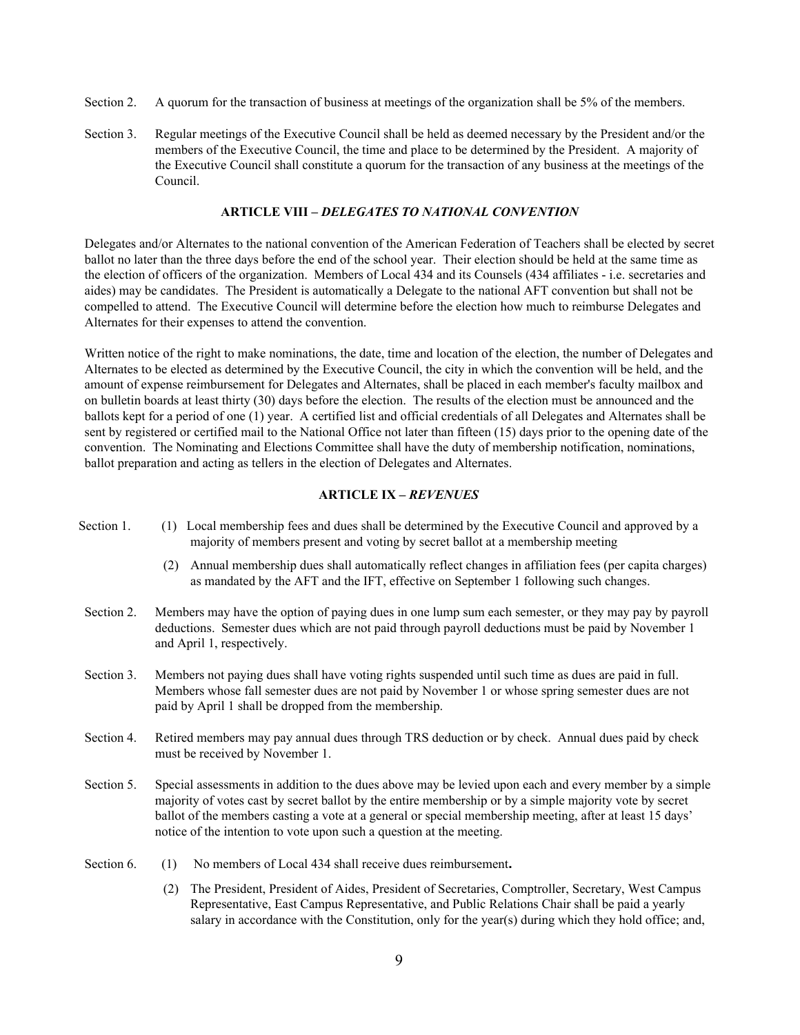Section 2. A quorum for the transaction of business at meetings of the organization shall be 5% of the members.

Section 3. Regular meetings of the Executive Council shall be held as deemed necessary by the President and/or the members of the Executive Council, the time and place to be determined by the President. A majority of the Executive Council shall constitute a quorum for the transaction of any business at the meetings of the Council.

## ARTICLE VIII – *DELEGATES TO NATIONAL CONVENTION*

Delegates and/or Alternates to the national convention of the American Federation of Teachers shall be elected by secret ballot no later than the three days before the end of the school year. Their election should be held at the same time as the election of officers of the organization. Members of Local 434 and its Counsels (434 affiliates - i.e. secretaries and aides) may be candidates. The President is automatically a Delegate to the national AFT convention but shall not be compelled to attend. The Executive Council will determine before the election how much to reimburse Delegates and Alternates for their expenses to attend the convention.

Written notice of the right to make nominations, the date, time and location of the election, the number of Delegates and Alternates to be elected as determined by the Executive Council, the city in which the convention will be held, and the amount of expense reimbursement for Delegates and Alternates, shall be placed in each member's faculty mailbox and on bulletin boards at least thirty (30) days before the election. The results of the election must be announced and the ballots kept for a period of one (1) year. A certified list and official credentials of all Delegates and Alternates shall be sent by registered or certified mail to the National Office not later than fifteen (15) days prior to the opening date of the convention. The Nominating and Elections Committee shall have the duty of membership notification, nominations, ballot preparation and acting as tellers in the election of Delegates and Alternates.

## ARTICLE IX – *REVENUES*

Section 1.

(1) Local membership fees and dues shall be determined by the Executive Council and approved by a majority of members present and voting by secret ballot at a membership meeting

(2) Annual membership dues shall automatically reflect changes in affiliation fees (per capita charges) as mandated by the AFT and the IFT, effective on September 1 following such changes.

Section 2. Members may have the option of paying dues in one lump sum each semester, or they may pay by payroll deductions. Semester dues which are not paid through payroll deductions must be paid by November 1 and April 1, respectively.

Section 3. Members not paying dues shall have voting rights suspended until such time as dues are paid in full. Members whose fall semester dues are not paid by November 1 or whose spring semester dues are not paid by April 1 shall be dropped from the membership.

Section 4. Retired members may pay annual dues through TRS deduction or by check. Annual dues paid by check must be received by November 1.

Section 5. Special assessments in addition to the dues above may be levied upon each and every member by a simple majority of votes cast by secret ballot by the entire membership or by a simple majority vote by secret ballot of the members casting a vote at a general or special membership meeting, after at least 15 days' notice of the intention to vote upon such a question at the meeting.

Section 6.

(1) No members of Local 434 shall receive dues reimbursement**.**

(2) The President, President of Aides, President of Secretaries, Comptroller, Secretary, West Campus Representative, East Campus Representative, and Public Relations Chair shall be paid a yearly salary in accordance with the Constitution, only for the year(s) during which they hold office; and,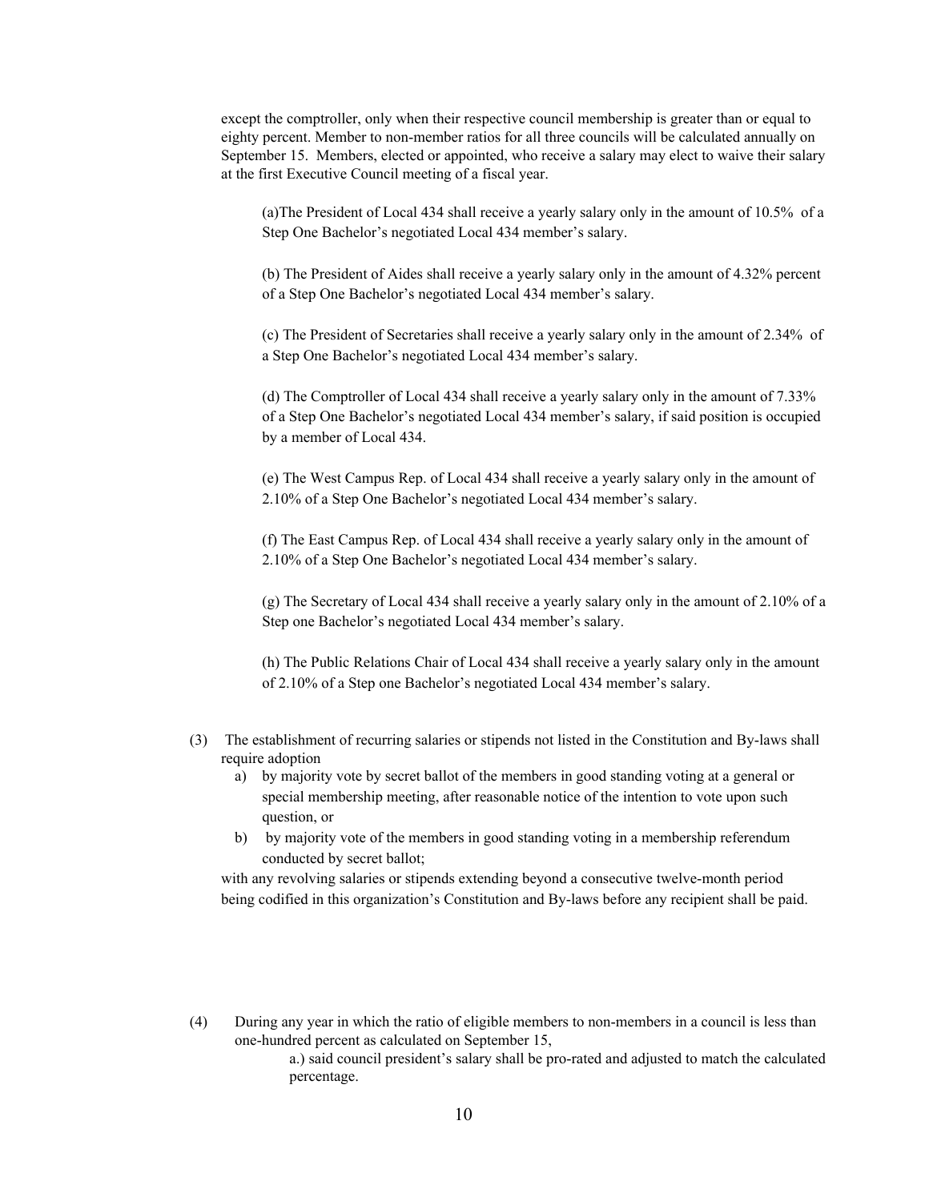except the comptroller, only when their respective council membership is greater than or equal to eighty percent. Member to non-member ratios for all three councils will be calculated annually on September 15. Members, elected or appointed, who receive a salary may elect to waive their salary at the first Executive Council meeting of a fiscal year.

(a)The President of Local 434 shall receive a yearly salary only in the amount of 10.5% of a Step One Bachelor's negotiated Local 434 member's salary.

(b) The President of Aides shall receive a yearly salary only in the amount of 4.32% percent of a Step One Bachelor's negotiated Local 434 member's salary.

(c) The President of Secretaries shall receive a yearly salary only in the amount of 2.34% of a Step One Bachelor's negotiated Local 434 member's salary.

(d) The Comptroller of Local 434 shall receive a yearly salary only in the amount of 7.33% of a Step One Bachelor's negotiated Local 434 member's salary, if said position is occupied by a member of Local 434.

(e) The West Campus Rep. of Local 434 shall receive a yearly salary only in the amount of 2.10% of a Step One Bachelor's negotiated Local 434 member's salary.

(f) The East Campus Rep. of Local 434 shall receive a yearly salary only in the amount of 2.10% of a Step One Bachelor's negotiated Local 434 member's salary.

(g) The Secretary of Local 434 shall receive a yearly salary only in the amount of 2.10% of a Step one Bachelor's negotiated Local 434 member's salary.

(h) The Public Relations Chair of Local 434 shall receive a yearly salary only in the amount of 2.10% of a Step one Bachelor's negotiated Local 434 member's salary.

(3) The establishment of recurring salaries or stipends not listed in the Constitution and By-laws shall require adoption

a) by majority vote by secret ballot of the members in good standing voting at a general or special membership meeting, after reasonable notice of the intention to vote upon such question, or

b) by majority vote of the members in good standing voting in a membership referendum conducted by secret ballot;

with any revolving salaries or stipends extending beyond a consecutive twelve-month period being codified in this organization's Constitution and By-laws before any recipient shall be paid.

(4) During any year in which the ratio of eligible members to non-members in a council is less than one-hundred percent as calculated on September 15,

a.) said council president's salary shall be pro-rated and adjusted to match the calculated percentage.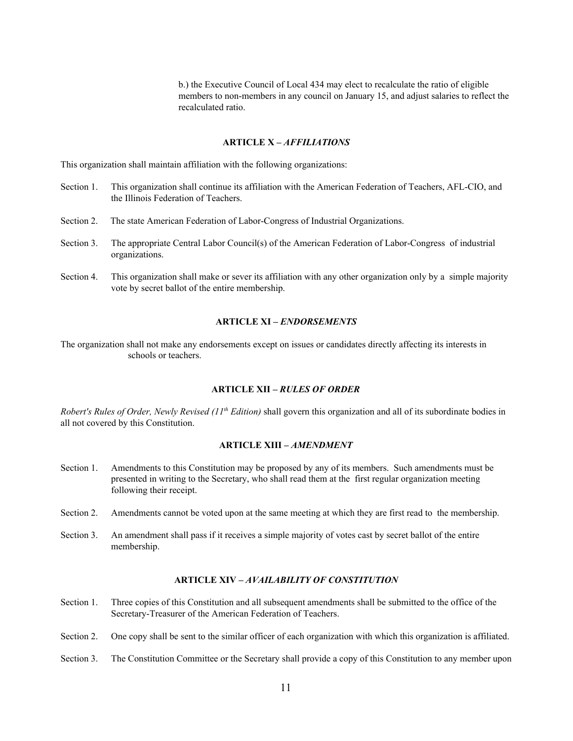b.) the Executive Council of Local 434 may elect to recalculate the ratio of eligible members to non-members in any council on January 15, and adjust salaries to reflect the recalculated ratio.

## ARTICLE X – *AFFILIATIONS*

This organization shall maintain affiliation with the following organizations:

Section 1. This organization shall continue its affiliation with the American Federation of Teachers, AFL-CIO, and the Illinois Federation of Teachers.

Section 2. The state American Federation of Labor-Congress of Industrial Organizations.

Section 3. The appropriate Central Labor Council(s) of the American Federation of Labor-Congress of industrial organizations.

Section 4. This organization shall make or sever its affiliation with any other organization only by a simple majority vote by secret ballot of the entire membership.

## ARTICLE XI – *ENDORSEMENTS*

The organization shall not make any endorsements except on issues or candidates directly affecting its interests in schools or teachers.

## ARTICLE XII – *RULES OF ORDER*

*Robert's Rules of Order, Newly Revised (11th Edition)* shall govern this organization and all of its subordinate bodies in all not covered by this Constitution.

## ARTICLE XIII – *AMENDMENT*

Section 1. Amendments to this Constitution may be proposed by any of its members. Such amendments must be presented in writing to the Secretary, who shall read them at the first regular organization meeting following their receipt.

Section 2. Amendments cannot be voted upon at the same meeting at which they are first read to the membership.

Section 3. An amendment shall pass if it receives a simple majority of votes cast by secret ballot of the entire membership.

## ARTICLE XIV – *AVAILABILITY OF CONSTITUTION*

Section 1. Three copies of this Constitution and all subsequent amendments shall be submitted to the office of the Secretary-Treasurer of the American Federation of Teachers.

Section 2. One copy shall be sent to the similar officer of each organization with which this organization is affiliated.

Section 3. The Constitution Committee or the Secretary shall provide a copy of this Constitution to any member upon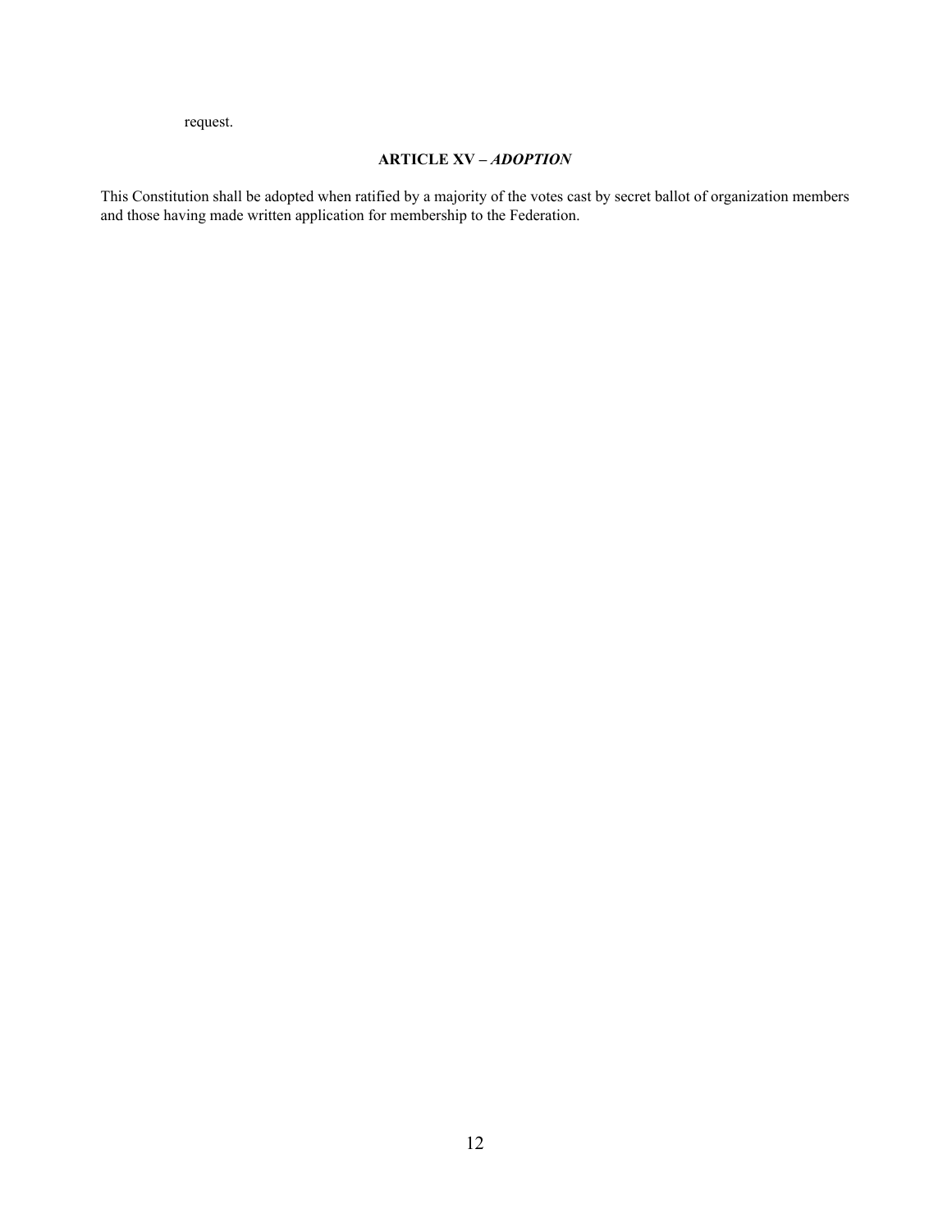request.

## ARTICLE XV – *ADOPTION*

This Constitution shall be adopted when ratified by a majority of the votes cast by secret ballot of organization members and those having made written application for membership to the Federation.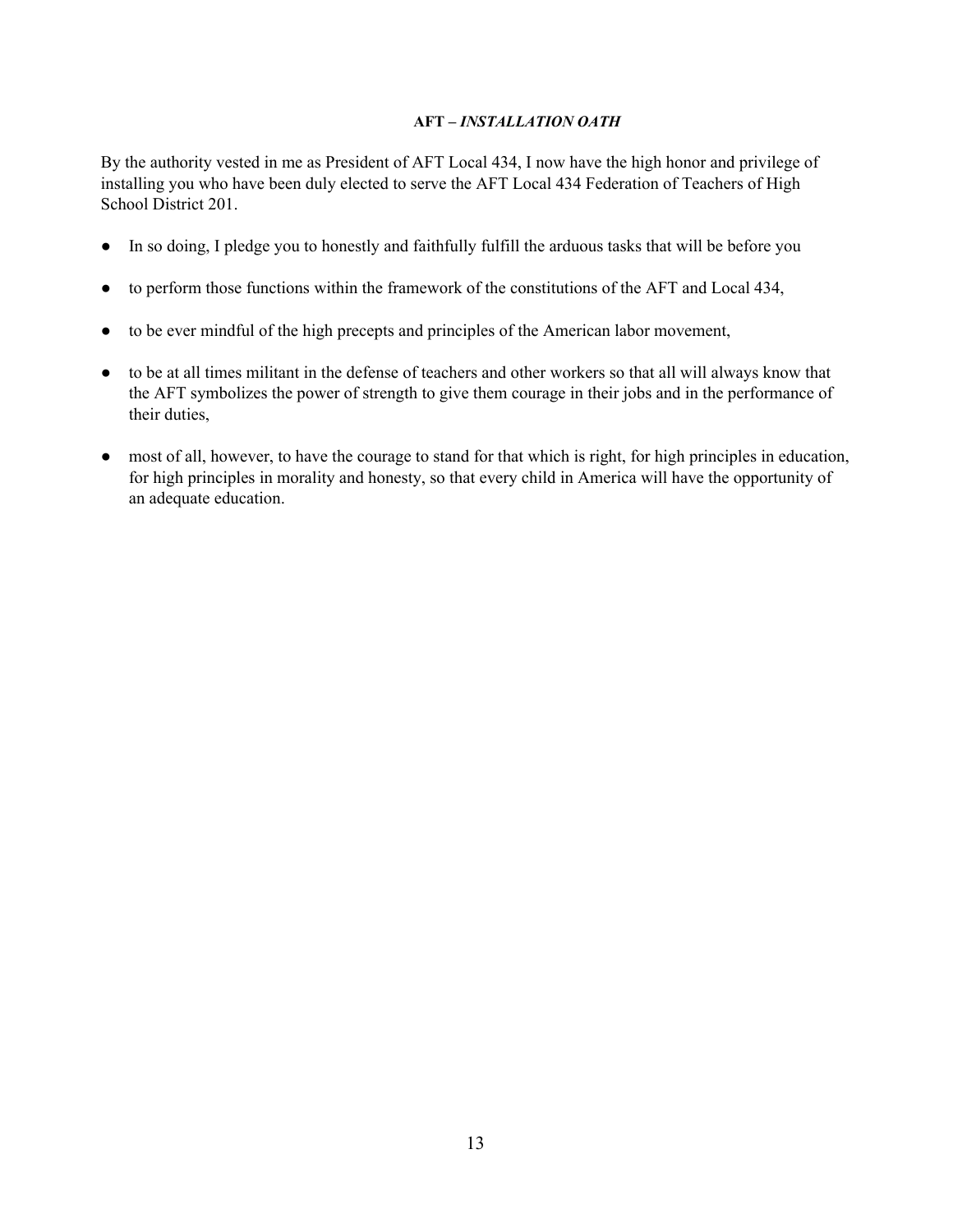### **AFT –** ***INSTALLATION OATH***

By the authority vested in me as President of AFT Local 434, I now have the high honor and privilege of installing you who have been duly elected to serve the AFT Local 434 Federation of Teachers of High School District 201.

- In so doing, I pledge you to honestly and faithfully fulfill the arduous tasks that will be before you
- to perform those functions within the framework of the constitutions of the AFT and Local 434,
- to be ever mindful of the high precepts and principles of the American labor movement,
- to be at all times militant in the defense of teachers and other workers so that all will always know that the AFT symbolizes the power of strength to give them courage in their jobs and in the performance of their duties,
- most of all, however, to have the courage to stand for that which is right, for high principles in education, for high principles in morality and honesty, so that every child in America will have the opportunity of an adequate education.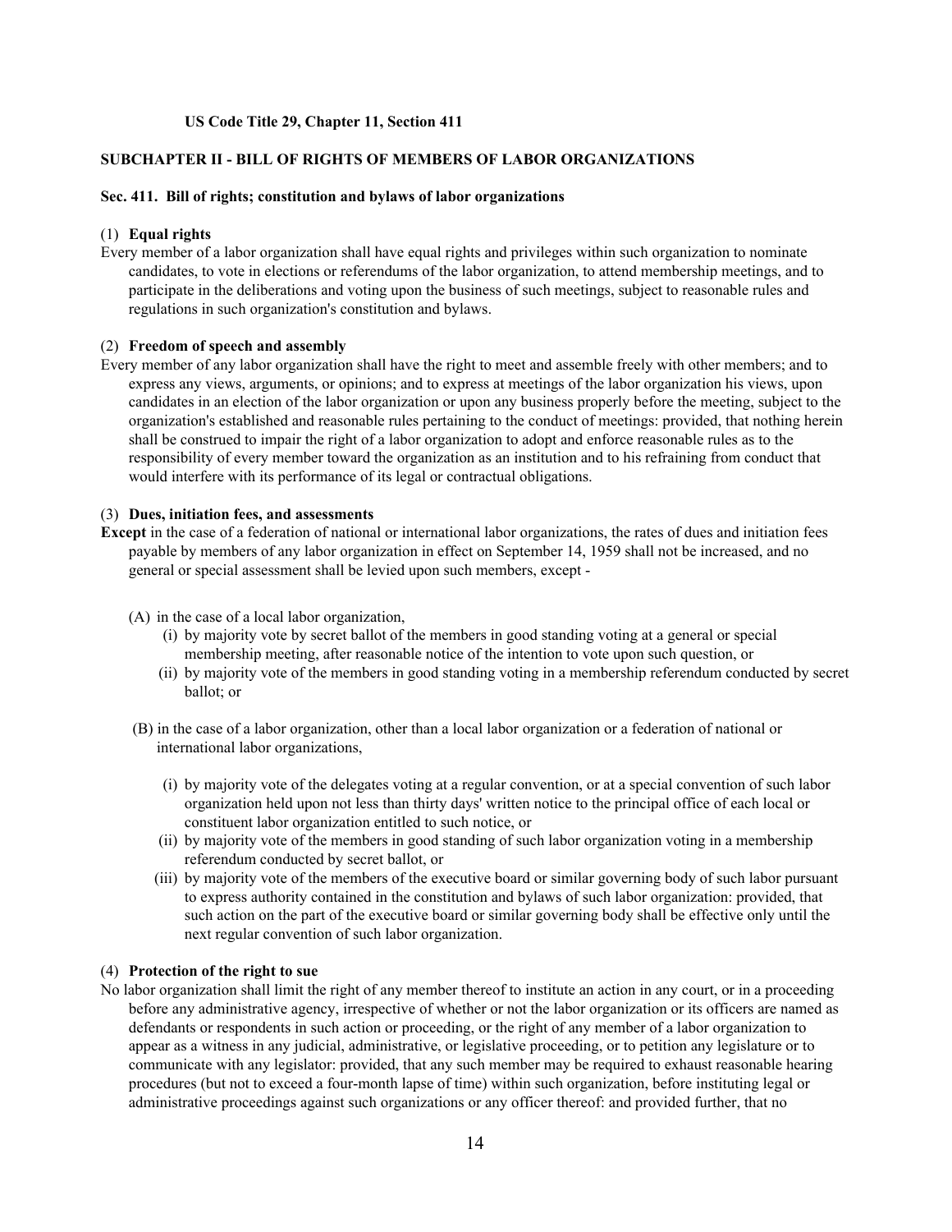**US Code Title 29, Chapter 11, Section 411**

## SUBCHAPTER II - BILL OF RIGHTS OF MEMBERS OF LABOR ORGANIZATIONS

### Sec. 411. Bill of rights; constitution and bylaws of labor organizations

(1) **Equal rights**

Every member of a labor organization shall have equal rights and privileges within such organization to nominate candidates, to vote in elections or referendums of the labor organization, to attend membership meetings, and to participate in the deliberations and voting upon the business of such meetings, subject to reasonable rules and regulations in such organization's constitution and bylaws.

(2) **Freedom of speech and assembly**

Every member of any labor organization shall have the right to meet and assemble freely with other members; and to express any views, arguments, or opinions; and to express at meetings of the labor organization his views, upon candidates in an election of the labor organization or upon any business properly before the meeting, subject to the organization's established and reasonable rules pertaining to the conduct of meetings: provided, that nothing herein shall be construed to impair the right of a labor organization to adopt and enforce reasonable rules as to the responsibility of every member toward the organization as an institution and to his refraining from conduct that would interfere with its performance of its legal or contractual obligations.

(3) **Dues, initiation fees, and assessments**

**Except** in the case of a federation of national or international labor organizations, the rates of dues and initiation fees payable by members of any labor organization in effect on September 14, 1959 shall not be increased, and no general or special assessment shall be levied upon such members, except -

(A) in the case of a local labor organization,

(i) by majority vote by secret ballot of the members in good standing voting at a general or special membership meeting, after reasonable notice of the intention to vote upon such question, or

(ii) by majority vote of the members in good standing voting in a membership referendum conducted by secret ballot; or

(B) in the case of a labor organization, other than a local labor organization or a federation of national or international labor organizations,

(i) by majority vote of the delegates voting at a regular convention, or at a special convention of such labor organization held upon not less than thirty days' written notice to the principal office of each local or constituent labor organization entitled to such notice, or

(ii) by majority vote of the members in good standing of such labor organization voting in a membership referendum conducted by secret ballot, or

(iii) by majority vote of the members of the executive board or similar governing body of such labor pursuant to express authority contained in the constitution and bylaws of such labor organization: provided, that such action on the part of the executive board or similar governing body shall be effective only until the next regular convention of such labor organization.

(4) **Protection of the right to sue**

No labor organization shall limit the right of any member thereof to institute an action in any court, or in a proceeding before any administrative agency, irrespective of whether or not the labor organization or its officers are named as defendants or respondents in such action or proceeding, or the right of any member of a labor organization to appear as a witness in any judicial, administrative, or legislative proceeding, or to petition any legislature or to communicate with any legislator: provided, that any such member may be required to exhaust reasonable hearing procedures (but not to exceed a four-month lapse of time) within such organization, before instituting legal or administrative proceedings against such organizations or any officer thereof: and provided further, that no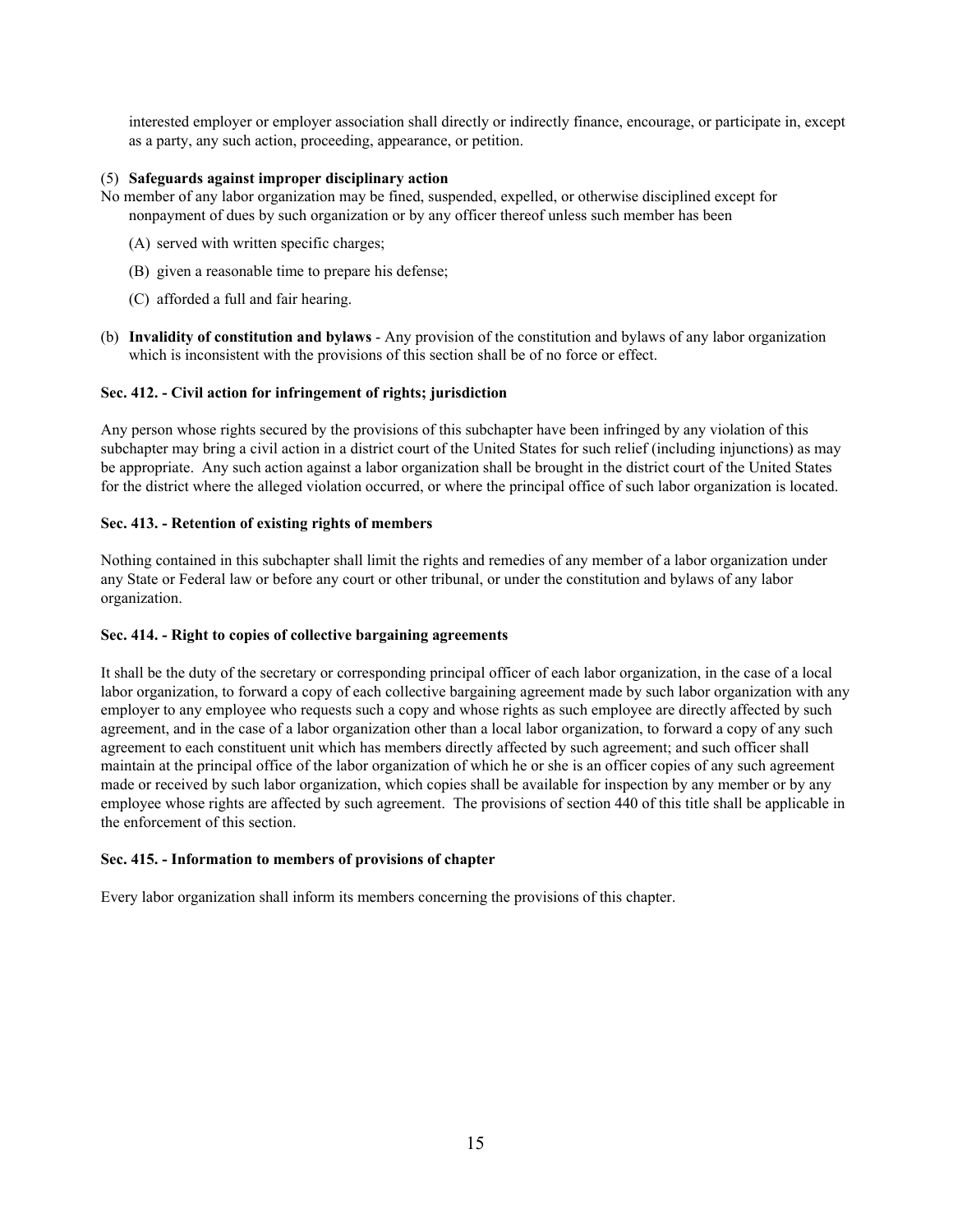interested employer or employer association shall directly or indirectly finance, encourage, or participate in, except as a party, any such action, proceeding, appearance, or petition.

(5) **Safeguards against improper disciplinary action**

No member of any labor organization may be fined, suspended, expelled, or otherwise disciplined except for nonpayment of dues by such organization or by any officer thereof unless such member has been

(A) served with written specific charges;

(B) given a reasonable time to prepare his defense;

(C) afforded a full and fair hearing.

(b) **Invalidity of constitution and bylaws** - Any provision of the constitution and bylaws of any labor organization which is inconsistent with the provisions of this section shall be of no force or effect.

#### Sec. 412. - Civil action for infringement of rights; jurisdiction

Any person whose rights secured by the provisions of this subchapter have been infringed by any violation of this subchapter may bring a civil action in a district court of the United States for such relief (including injunctions) as may be appropriate. Any such action against a labor organization shall be brought in the district court of the United States for the district where the alleged violation occurred, or where the principal office of such labor organization is located.

#### Sec. 413. - Retention of existing rights of members

Nothing contained in this subchapter shall limit the rights and remedies of any member of a labor organization under any State or Federal law or before any court or other tribunal, or under the constitution and bylaws of any labor organization.

#### Sec. 414. - Right to copies of collective bargaining agreements

It shall be the duty of the secretary or corresponding principal officer of each labor organization, in the case of a local labor organization, to forward a copy of each collective bargaining agreement made by such labor organization with any employer to any employee who requests such a copy and whose rights as such employee are directly affected by such agreement, and in the case of a labor organization other than a local labor organization, to forward a copy of any such agreement to each constituent unit which has members directly affected by such agreement; and such officer shall maintain at the principal office of the labor organization of which he or she is an officer copies of any such agreement made or received by such labor organization, which copies shall be available for inspection by any member or by any employee whose rights are affected by such agreement. The provisions of section 440 of this title shall be applicable in the enforcement of this section.

#### Sec. 415. - Information to members of provisions of chapter

Every labor organization shall inform its members concerning the provisions of this chapter.